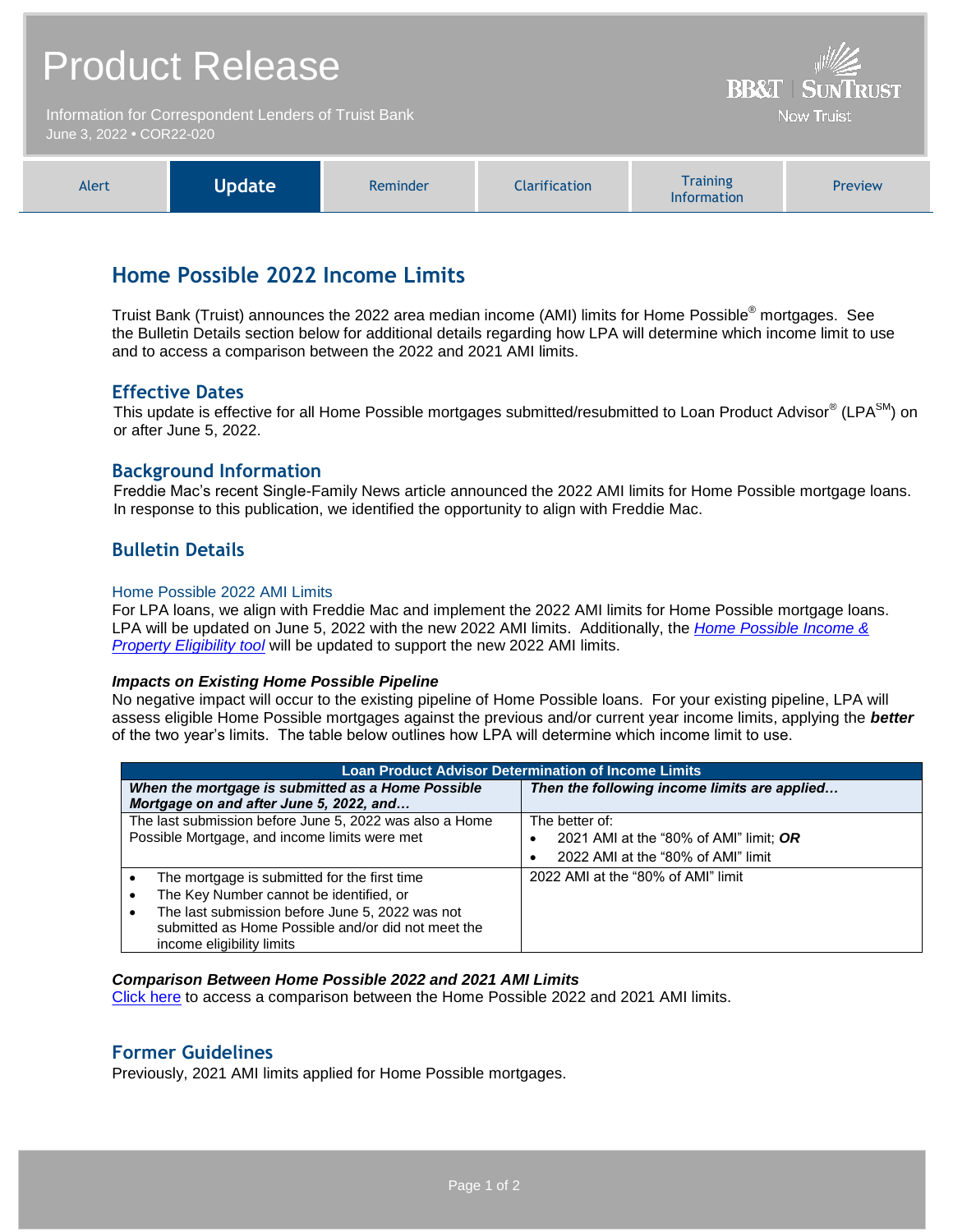# Product Release

Information for Correspondent Lenders of Truist Bank
June 3, 2022 • COR22-020

BB&T | SunTrust — Now Truist

| Alert | **Update** | Reminder | Clarification | Training Information | Preview |
|---|---|---|---|---|---|

## Home Possible 2022 Income Limits

Truist Bank (Truist) announces the 2022 area median income (AMI) limits for Home Possible® mortgages. See the Bulletin Details section below for additional details regarding how LPA will determine which income limit to use and to access a comparison between the 2022 and 2021 AMI limits.

### Effective Dates

This update is effective for all Home Possible mortgages submitted/resubmitted to Loan Product Advisor® (LPA℠) on or after June 5, 2022.

### Background Information

Freddie Mac's recent Single-Family News article announced the 2022 AMI limits for Home Possible mortgage loans. In response to this publication, we identified the opportunity to align with Freddie Mac.

### Bulletin Details

#### Home Possible 2022 AMI Limits

For LPA loans, we align with Freddie Mac and implement the 2022 AMI limits for Home Possible mortgage loans. LPA will be updated on June 5, 2022 with the new 2022 AMI limits. Additionally, the *Home Possible Income & Property Eligibility tool* will be updated to support the new 2022 AMI limits.

***Impacts on Existing Home Possible Pipeline***

No negative impact will occur to the existing pipeline of Home Possible loans. For your existing pipeline, LPA will assess eligible Home Possible mortgages against the previous and/or current year income limits, applying the ***better*** of the two year's limits. The table below outlines how LPA will determine which income limit to use.

| Loan Product Advisor Determination of Income Limits | |
|---|---|
| ***When the mortgage is submitted as a Home Possible Mortgage on and after June 5, 2022, and…*** | ***Then the following income limits are applied…*** |
| The last submission before June 5, 2022 was also a Home Possible Mortgage, and income limits were met | The better of:<br>• 2021 AMI at the "80% of AMI" limit; ***OR***<br>• 2022 AMI at the "80% of AMI" limit |
| • The mortgage is submitted for the first time<br>• The Key Number cannot be identified, or<br>• The last submission before June 5, 2022 was not submitted as Home Possible and/or did not meet the income eligibility limits | 2022 AMI at the "80% of AMI" limit |

***Comparison Between Home Possible 2022 and 2021 AMI Limits***

Click here to access a comparison between the Home Possible 2022 and 2021 AMI limits.

### Former Guidelines

Previously, 2021 AMI limits applied for Home Possible mortgages.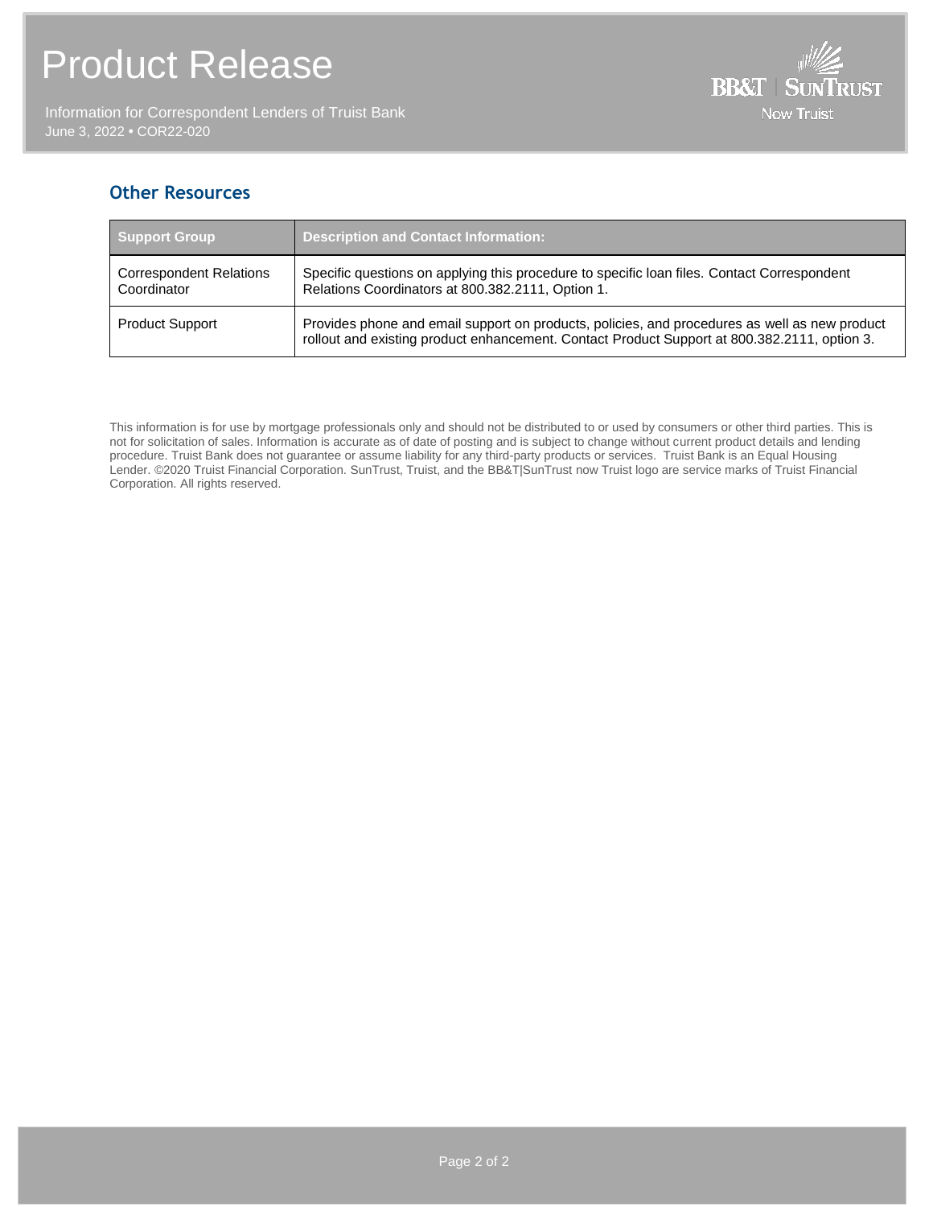## Other Resources

| Support Group | Description and Contact Information: |
| --- | --- |
| Correspondent Relations Coordinator | Specific questions on applying this procedure to specific loan files. Contact Correspondent Relations Coordinators at 800.382.2111, Option 1. |
| Product Support | Provides phone and email support on products, policies, and procedures as well as new product rollout and existing product enhancement. Contact Product Support at 800.382.2111, option 3. |

This information is for use by mortgage professionals only and should not be distributed to or used by consumers or other third parties. This is not for solicitation of sales. Information is accurate as of date of posting and is subject to change without current product details and lending procedure. Truist Bank does not guarantee or assume liability for any third-party products or services. Truist Bank is an Equal Housing Lender. ©2020 Truist Financial Corporation. SunTrust, Truist, and the BB&T|SunTrust now Truist logo are service marks of Truist Financial Corporation. All rights reserved.